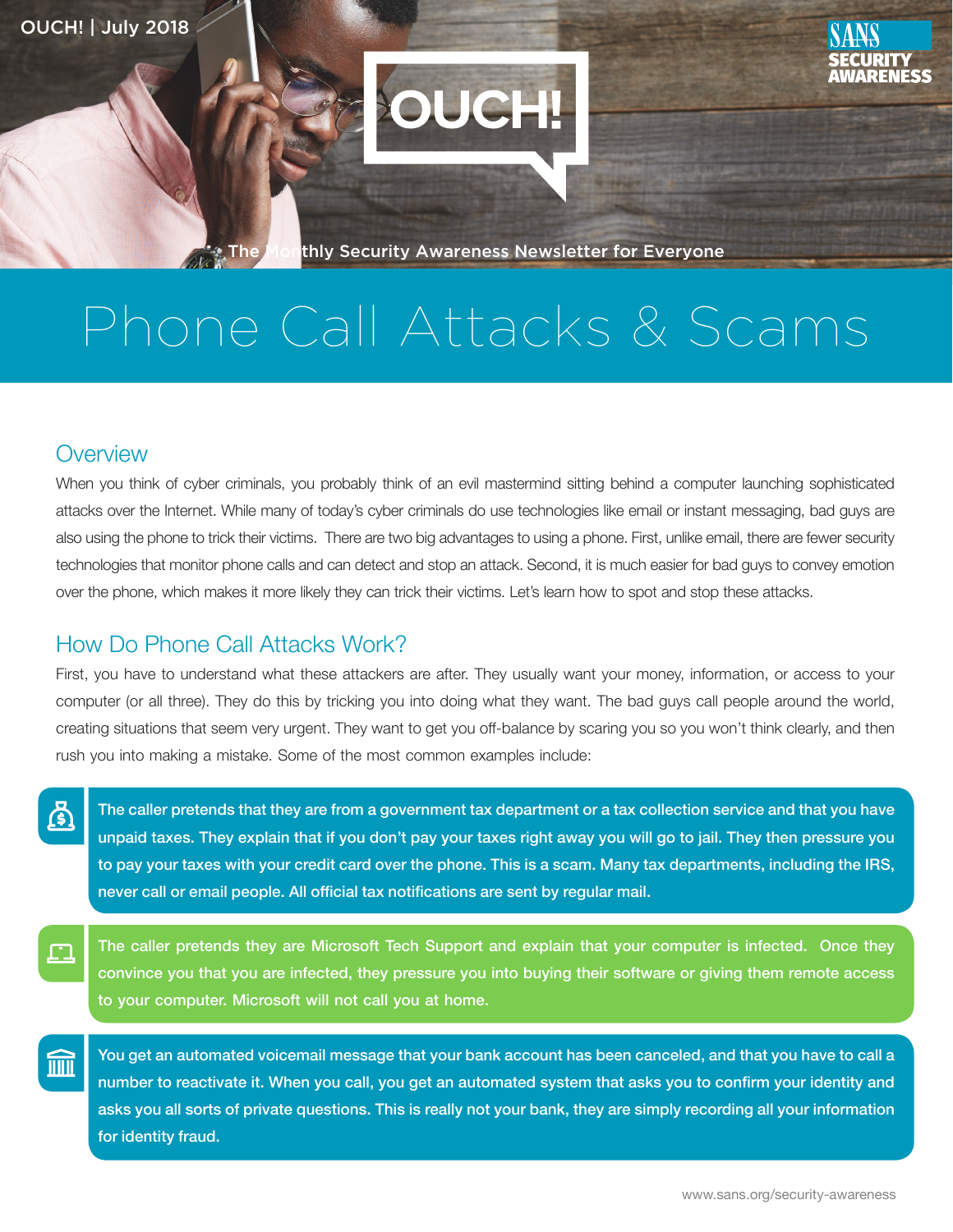OUCH! | July 2018

# OUCH!

The Monthly Security Awareness Newsletter for Everyone

# Phone Call Attacks & Scams

## Overview

When you think of cyber criminals, you probably think of an evil mastermind sitting behind a computer launching sophisticated attacks over the Internet. While many of today's cyber criminals do use technologies like email or instant messaging, bad guys are also using the phone to trick their victims. There are two big advantages to using a phone. First, unlike email, there are fewer security technologies that monitor phone calls and can detect and stop an attack. Second, it is much easier for bad guys to convey emotion over the phone, which makes it more likely they can trick their victims. Let's learn how to spot and stop these attacks.

## How Do Phone Call Attacks Work?

First, you have to understand what these attackers are after. They usually want your money, information, or access to your computer (or all three). They do this by tricking you into doing what they want. The bad guys call people around the world, creating situations that seem very urgent. They want to get you off-balance by scaring you so you won't think clearly, and then rush you into making a mistake. Some of the most common examples include:

- **The caller pretends that they are from a government tax department or a tax collection service and that you have unpaid taxes. They explain that if you don't pay your taxes right away you will go to jail. They then pressure you to pay your taxes with your credit card over the phone. This is a scam. Many tax departments, including the IRS, never call or email people. All official tax notifications are sent by regular mail.**

- **The caller pretends they are Microsoft Tech Support and explain that your computer is infected. Once they convince you that you are infected, they pressure you into buying their software or giving them remote access to your computer. Microsoft will not call you at home.**

- **You get an automated voicemail message that your bank account has been canceled, and that you have to call a number to reactivate it. When you call, you get an automated system that asks you to confirm your identity and asks you all sorts of private questions. This is really not your bank, they are simply recording all your information for identity fraud.**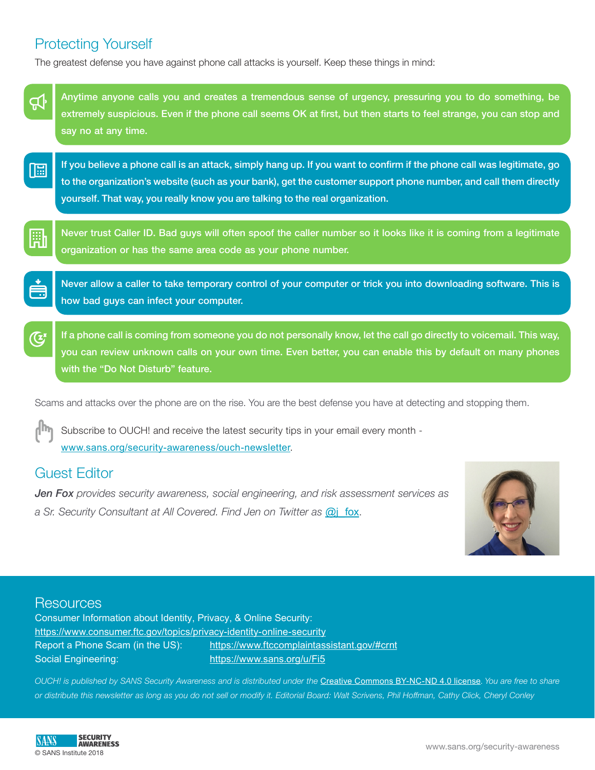## Protecting Yourself

The greatest defense you have against phone call attacks is yourself. Keep these things in mind:

- Anytime anyone calls you and creates a tremendous sense of urgency, pressuring you to do something, be extremely suspicious. Even if the phone call seems OK at first, but then starts to feel strange, you can stop and say no at any time.
- If you believe a phone call is an attack, simply hang up. If you want to confirm if the phone call was legitimate, go to the organization's website (such as your bank), get the customer support phone number, and call them directly yourself. That way, you really know you are talking to the real organization.
- Never trust Caller ID. Bad guys will often spoof the caller number so it looks like it is coming from a legitimate organization or has the same area code as your phone number.
- Never allow a caller to take temporary control of your computer or trick you into downloading software. This is how bad guys can infect your computer.
- If a phone call is coming from someone you do not personally know, let the call go directly to voicemail. This way, you can review unknown calls on your own time. Even better, you can enable this by default on many phones with the "Do Not Disturb" feature.

Scams and attacks over the phone are on the rise. You are the best defense you have at detecting and stopping them.

Subscribe to OUCH! and receive the latest security tips in your email every month - www.sans.org/security-awareness/ouch-newsletter.

## Guest Editor

***Jen Fox*** *provides security awareness, social engineering, and risk assessment services as a Sr. Security Consultant at All Covered. Find Jen on Twitter as @j_fox.*

## Resources

Consumer Information about Identity, Privacy, & Online Security:
https://www.consumer.ftc.gov/topics/privacy-identity-online-security

Report a Phone Scam (in the US): https://www.ftccomplaintassistant.gov/#crnt

Social Engineering: https://www.sans.org/u/Fi5

*OUCH! is published by SANS Security Awareness and is distributed under the Creative Commons BY-NC-ND 4.0 license. You are free to share or distribute this newsletter as long as you do not sell or modify it. Editorial Board: Walt Scrivens, Phil Hoffman, Cathy Click, Cheryl Conley*

© SANS Institute 2018

www.sans.org/security-awareness